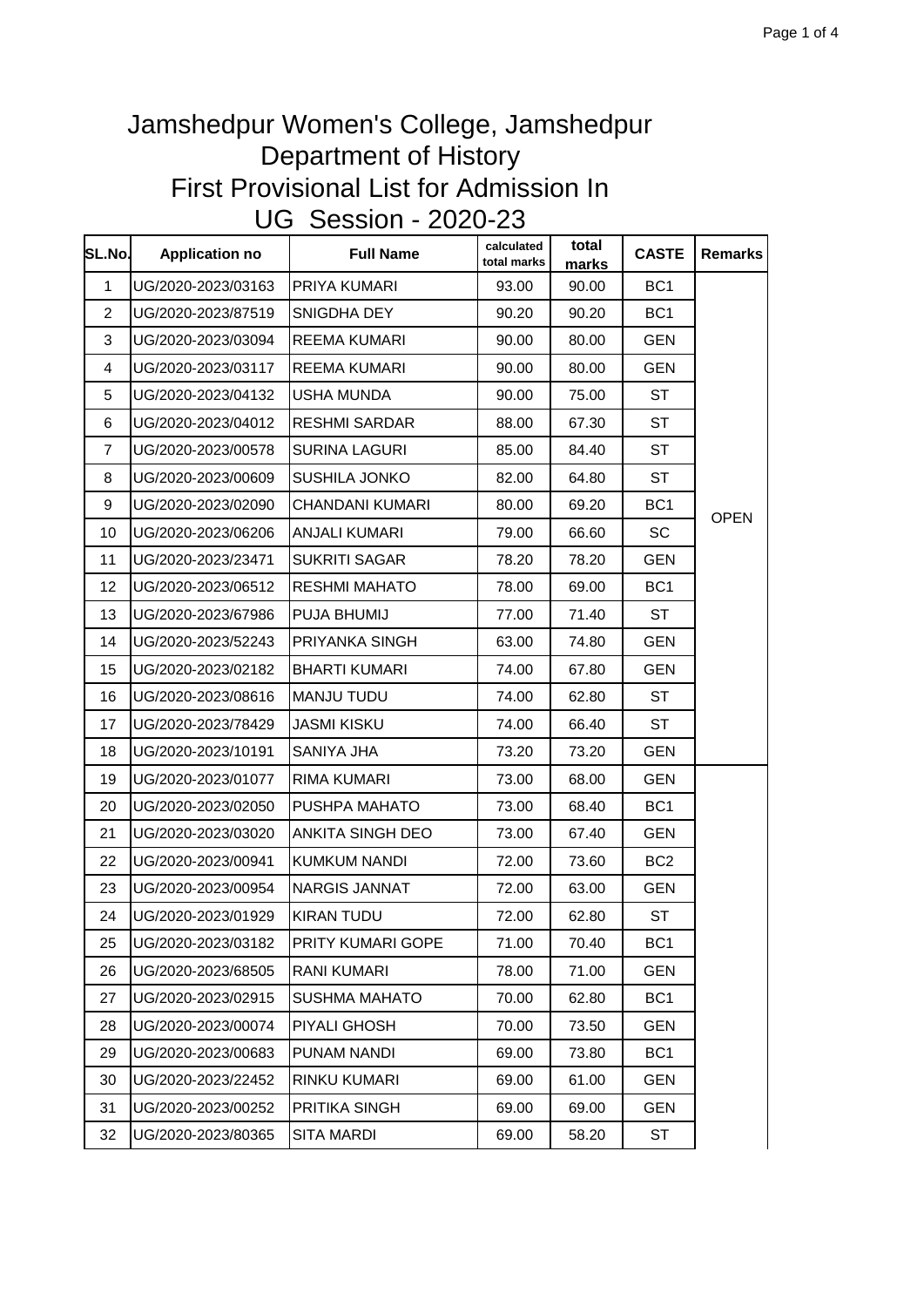# Jamshedpur Women's College, Jamshedpur
## Department of History
## First Provisional List for Admission In
## UG Session - 2020-23

| SL.No. | Application no | Full Name | calculated total marks | total marks | CASTE | Remarks |
|---|---|---|---|---|---|---|
| 1 | UG/2020-2023/03163 | PRIYA KUMARI | 93.00 | 90.00 | BC1 | OPEN |
| 2 | UG/2020-2023/87519 | SNIGDHA DEY | 90.20 | 90.20 | BC1 | |
| 3 | UG/2020-2023/03094 | REEMA KUMARI | 90.00 | 80.00 | GEN | |
| 4 | UG/2020-2023/03117 | REEMA KUMARI | 90.00 | 80.00 | GEN | |
| 5 | UG/2020-2023/04132 | USHA MUNDA | 90.00 | 75.00 | ST | |
| 6 | UG/2020-2023/04012 | RESHMI SARDAR | 88.00 | 67.30 | ST | |
| 7 | UG/2020-2023/00578 | SURINA LAGURI | 85.00 | 84.40 | ST | |
| 8 | UG/2020-2023/00609 | SUSHILA JONKO | 82.00 | 64.80 | ST | |
| 9 | UG/2020-2023/02090 | CHANDANI KUMARI | 80.00 | 69.20 | BC1 | |
| 10 | UG/2020-2023/06206 | ANJALI KUMARI | 79.00 | 66.60 | SC | |
| 11 | UG/2020-2023/23471 | SUKRITI SAGAR | 78.20 | 78.20 | GEN | |
| 12 | UG/2020-2023/06512 | RESHMI MAHATO | 78.00 | 69.00 | BC1 | |
| 13 | UG/2020-2023/67986 | PUJA BHUMIJ | 77.00 | 71.40 | ST | |
| 14 | UG/2020-2023/52243 | PRIYANKA SINGH | 63.00 | 74.80 | GEN | |
| 15 | UG/2020-2023/02182 | BHARTI KUMARI | 74.00 | 67.80 | GEN | |
| 16 | UG/2020-2023/08616 | MANJU TUDU | 74.00 | 62.80 | ST | |
| 17 | UG/2020-2023/78429 | JASMI KISKU | 74.00 | 66.40 | ST | |
| 18 | UG/2020-2023/10191 | SANIYA JHA | 73.20 | 73.20 | GEN | |
| 19 | UG/2020-2023/01077 | RIMA KUMARI | 73.00 | 68.00 | GEN | |
| 20 | UG/2020-2023/02050 | PUSHPA MAHATO | 73.00 | 68.40 | BC1 | |
| 21 | UG/2020-2023/03020 | ANKITA SINGH DEO | 73.00 | 67.40 | GEN | |
| 22 | UG/2020-2023/00941 | KUMKUM NANDI | 72.00 | 73.60 | BC2 | |
| 23 | UG/2020-2023/00954 | NARGIS JANNAT | 72.00 | 63.00 | GEN | |
| 24 | UG/2020-2023/01929 | KIRAN TUDU | 72.00 | 62.80 | ST | |
| 25 | UG/2020-2023/03182 | PRITY KUMARI GOPE | 71.00 | 70.40 | BC1 | |
| 26 | UG/2020-2023/68505 | RANI KUMARI | 78.00 | 71.00 | GEN | |
| 27 | UG/2020-2023/02915 | SUSHMA MAHATO | 70.00 | 62.80 | BC1 | |
| 28 | UG/2020-2023/00074 | PIYALI GHOSH | 70.00 | 73.50 | GEN | |
| 29 | UG/2020-2023/00683 | PUNAM NANDI | 69.00 | 73.80 | BC1 | |
| 30 | UG/2020-2023/22452 | RINKU KUMARI | 69.00 | 61.00 | GEN | |
| 31 | UG/2020-2023/00252 | PRITIKA SINGH | 69.00 | 69.00 | GEN | |
| 32 | UG/2020-2023/80365 | SITA MARDI | 69.00 | 58.20 | ST | |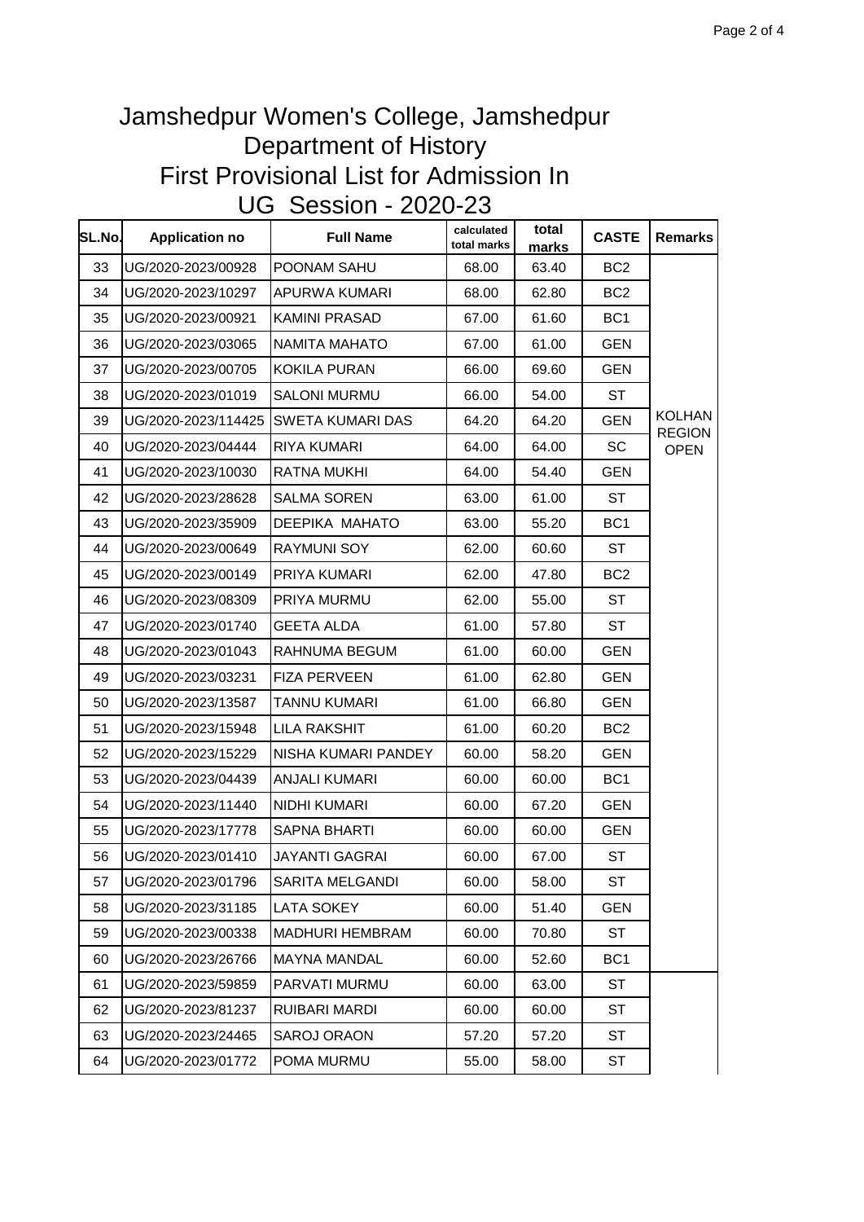# Jamshedpur Women's College, Jamshedpur

## Department of History

## First Provisional List for Admission In

## UG Session - 2020-23

| SL.No. | Application no | Full Name | calculated total marks | total marks | CASTE | Remarks |
|---|---|---|---|---|---|---|
| 33 | UG/2020-2023/00928 | POONAM SAHU | 68.00 | 63.40 | BC2 | KOLHAN REGION OPEN |
| 34 | UG/2020-2023/10297 | APURWA KUMARI | 68.00 | 62.80 | BC2 | |
| 35 | UG/2020-2023/00921 | KAMINI PRASAD | 67.00 | 61.60 | BC1 | |
| 36 | UG/2020-2023/03065 | NAMITA MAHATO | 67.00 | 61.00 | GEN | |
| 37 | UG/2020-2023/00705 | KOKILA PURAN | 66.00 | 69.60 | GEN | |
| 38 | UG/2020-2023/01019 | SALONI MURMU | 66.00 | 54.00 | ST | |
| 39 | UG/2020-2023/114425 | SWETA KUMARI DAS | 64.20 | 64.20 | GEN | |
| 40 | UG/2020-2023/04444 | RIYA KUMARI | 64.00 | 64.00 | SC | |
| 41 | UG/2020-2023/10030 | RATNA MUKHI | 64.00 | 54.40 | GEN | |
| 42 | UG/2020-2023/28628 | SALMA SOREN | 63.00 | 61.00 | ST | |
| 43 | UG/2020-2023/35909 | DEEPIKA MAHATO | 63.00 | 55.20 | BC1 | |
| 44 | UG/2020-2023/00649 | RAYMUNI SOY | 62.00 | 60.60 | ST | |
| 45 | UG/2020-2023/00149 | PRIYA KUMARI | 62.00 | 47.80 | BC2 | |
| 46 | UG/2020-2023/08309 | PRIYA MURMU | 62.00 | 55.00 | ST | |
| 47 | UG/2020-2023/01740 | GEETA ALDA | 61.00 | 57.80 | ST | |
| 48 | UG/2020-2023/01043 | RAHNUMA BEGUM | 61.00 | 60.00 | GEN | |
| 49 | UG/2020-2023/03231 | FIZA PERVEEN | 61.00 | 62.80 | GEN | |
| 50 | UG/2020-2023/13587 | TANNU KUMARI | 61.00 | 66.80 | GEN | |
| 51 | UG/2020-2023/15948 | LILA RAKSHIT | 61.00 | 60.20 | BC2 | |
| 52 | UG/2020-2023/15229 | NISHA KUMARI PANDEY | 60.00 | 58.20 | GEN | |
| 53 | UG/2020-2023/04439 | ANJALI KUMARI | 60.00 | 60.00 | BC1 | |
| 54 | UG/2020-2023/11440 | NIDHI KUMARI | 60.00 | 67.20 | GEN | |
| 55 | UG/2020-2023/17778 | SAPNA BHARTI | 60.00 | 60.00 | GEN | |
| 56 | UG/2020-2023/01410 | JAYANTI GAGRAI | 60.00 | 67.00 | ST | |
| 57 | UG/2020-2023/01796 | SARITA MELGANDI | 60.00 | 58.00 | ST | |
| 58 | UG/2020-2023/31185 | LATA SOKEY | 60.00 | 51.40 | GEN | |
| 59 | UG/2020-2023/00338 | MADHURI HEMBRAM | 60.00 | 70.80 | ST | |
| 60 | UG/2020-2023/26766 | MAYNA MANDAL | 60.00 | 52.60 | BC1 | |
| 61 | UG/2020-2023/59859 | PARVATI MURMU | 60.00 | 63.00 | ST | |
| 62 | UG/2020-2023/81237 | RUIBARI MARDI | 60.00 | 60.00 | ST | |
| 63 | UG/2020-2023/24465 | SAROJ ORAON | 57.20 | 57.20 | ST | |
| 64 | UG/2020-2023/01772 | POMA MURMU | 55.00 | 58.00 | ST | |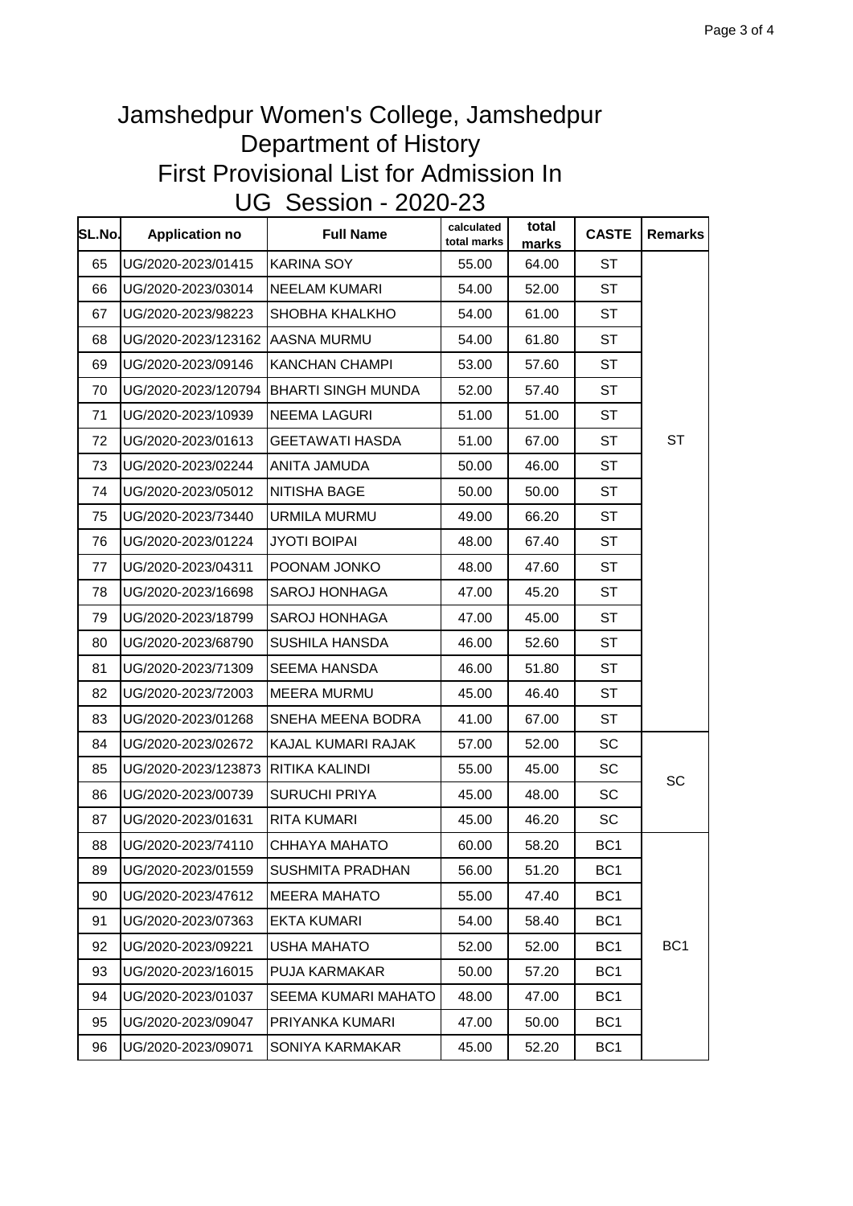# Jamshedpur Women's College, Jamshedpur
## Department of History
## First Provisional List for Admission In
## UG Session - 2020-23

| SL.No. | Application no | Full Name | calculated total marks | total marks | CASTE | Remarks |
|---|---|---|---|---|---|---|
| 65 | UG/2020-2023/01415 | KARINA SOY | 55.00 | 64.00 | ST | ST |
| 66 | UG/2020-2023/03014 | NEELAM KUMARI | 54.00 | 52.00 | ST | |
| 67 | UG/2020-2023/98223 | SHOBHA KHALKHO | 54.00 | 61.00 | ST | |
| 68 | UG/2020-2023/123162 | AASNA MURMU | 54.00 | 61.80 | ST | |
| 69 | UG/2020-2023/09146 | KANCHAN CHAMPI | 53.00 | 57.60 | ST | |
| 70 | UG/2020-2023/120794 | BHARTI SINGH MUNDA | 52.00 | 57.40 | ST | |
| 71 | UG/2020-2023/10939 | NEEMA LAGURI | 51.00 | 51.00 | ST | |
| 72 | UG/2020-2023/01613 | GEETAWATI HASDA | 51.00 | 67.00 | ST | |
| 73 | UG/2020-2023/02244 | ANITA JAMUDA | 50.00 | 46.00 | ST | |
| 74 | UG/2020-2023/05012 | NITISHA BAGE | 50.00 | 50.00 | ST | |
| 75 | UG/2020-2023/73440 | URMILA MURMU | 49.00 | 66.20 | ST | |
| 76 | UG/2020-2023/01224 | JYOTI BOIPAI | 48.00 | 67.40 | ST | |
| 77 | UG/2020-2023/04311 | POONAM JONKO | 48.00 | 47.60 | ST | |
| 78 | UG/2020-2023/16698 | SAROJ HONHAGA | 47.00 | 45.20 | ST | |
| 79 | UG/2020-2023/18799 | SAROJ HONHAGA | 47.00 | 45.00 | ST | |
| 80 | UG/2020-2023/68790 | SUSHILA HANSDA | 46.00 | 52.60 | ST | |
| 81 | UG/2020-2023/71309 | SEEMA HANSDA | 46.00 | 51.80 | ST | |
| 82 | UG/2020-2023/72003 | MEERA MURMU | 45.00 | 46.40 | ST | |
| 83 | UG/2020-2023/01268 | SNEHA MEENA BODRA | 41.00 | 67.00 | ST | |
| 84 | UG/2020-2023/02672 | KAJAL KUMARI RAJAK | 57.00 | 52.00 | SC | SC |
| 85 | UG/2020-2023/123873 | RITIKA KALINDI | 55.00 | 45.00 | SC | |
| 86 | UG/2020-2023/00739 | SURUCHI PRIYA | 45.00 | 48.00 | SC | |
| 87 | UG/2020-2023/01631 | RITA KUMARI | 45.00 | 46.20 | SC | |
| 88 | UG/2020-2023/74110 | CHHAYA MAHATO | 60.00 | 58.20 | BC1 | BC1 |
| 89 | UG/2020-2023/01559 | SUSHMITA PRADHAN | 56.00 | 51.20 | BC1 | |
| 90 | UG/2020-2023/47612 | MEERA MAHATO | 55.00 | 47.40 | BC1 | |
| 91 | UG/2020-2023/07363 | EKTA KUMARI | 54.00 | 58.40 | BC1 | |
| 92 | UG/2020-2023/09221 | USHA MAHATO | 52.00 | 52.00 | BC1 | |
| 93 | UG/2020-2023/16015 | PUJA KARMAKAR | 50.00 | 57.20 | BC1 | |
| 94 | UG/2020-2023/01037 | SEEMA KUMARI MAHATO | 48.00 | 47.00 | BC1 | |
| 95 | UG/2020-2023/09047 | PRIYANKA KUMARI | 47.00 | 50.00 | BC1 | |
| 96 | UG/2020-2023/09071 | SONIYA KARMAKAR | 45.00 | 52.20 | BC1 | |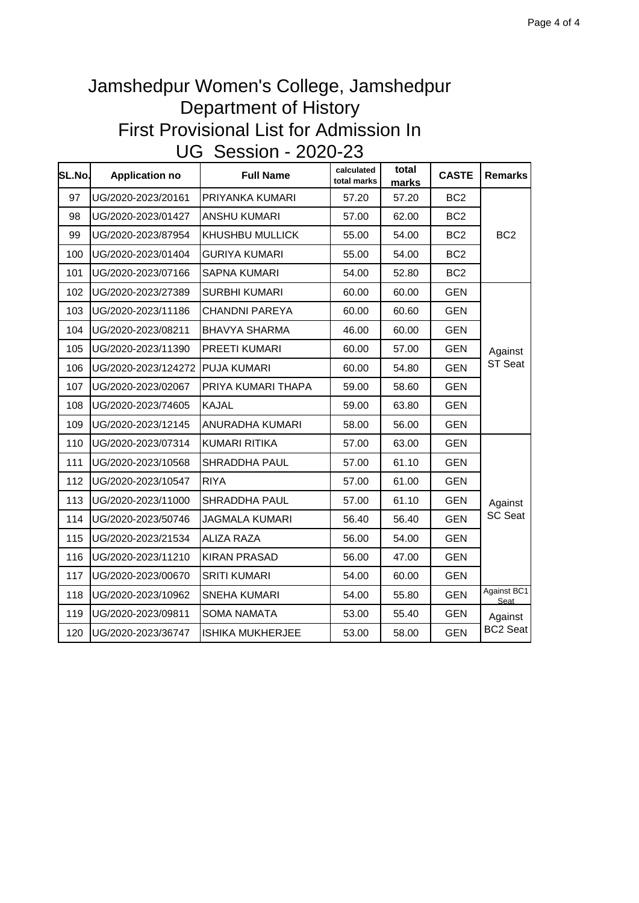# Jamshedpur Women's College, Jamshedpur

## Department of History

## First Provisional List for Admission In

## UG Session - 2020-23

| SL.No. | Application no | Full Name | calculated total marks | total marks | CASTE | Remarks |
|---|---|---|---|---|---|---|
| 97 | UG/2020-2023/20161 | PRIYANKA KUMARI | 57.20 | 57.20 | BC2 | BC2 |
| 98 | UG/2020-2023/01427 | ANSHU KUMARI | 57.00 | 62.00 | BC2 | |
| 99 | UG/2020-2023/87954 | KHUSHBU MULLICK | 55.00 | 54.00 | BC2 | |
| 100 | UG/2020-2023/01404 | GURIYA KUMARI | 55.00 | 54.00 | BC2 | |
| 101 | UG/2020-2023/07166 | SAPNA KUMARI | 54.00 | 52.80 | BC2 | |
| 102 | UG/2020-2023/27389 | SURBHI KUMARI | 60.00 | 60.00 | GEN | Against ST Seat |
| 103 | UG/2020-2023/11186 | CHANDNI PAREYA | 60.00 | 60.60 | GEN | |
| 104 | UG/2020-2023/08211 | BHAVYA SHARMA | 46.00 | 60.00 | GEN | |
| 105 | UG/2020-2023/11390 | PREETI KUMARI | 60.00 | 57.00 | GEN | |
| 106 | UG/2020-2023/124272 | PUJA KUMARI | 60.00 | 54.80 | GEN | |
| 107 | UG/2020-2023/02067 | PRIYA KUMARI THAPA | 59.00 | 58.60 | GEN | |
| 108 | UG/2020-2023/74605 | KAJAL | 59.00 | 63.80 | GEN | |
| 109 | UG/2020-2023/12145 | ANURADHA KUMARI | 58.00 | 56.00 | GEN | |
| 110 | UG/2020-2023/07314 | KUMARI RITIKA | 57.00 | 63.00 | GEN | Against SC Seat |
| 111 | UG/2020-2023/10568 | SHRADDHA PAUL | 57.00 | 61.10 | GEN | |
| 112 | UG/2020-2023/10547 | RIYA | 57.00 | 61.00 | GEN | |
| 113 | UG/2020-2023/11000 | SHRADDHA PAUL | 57.00 | 61.10 | GEN | |
| 114 | UG/2020-2023/50746 | JAGMALA KUMARI | 56.40 | 56.40 | GEN | |
| 115 | UG/2020-2023/21534 | ALIZA RAZA | 56.00 | 54.00 | GEN | |
| 116 | UG/2020-2023/11210 | KIRAN PRASAD | 56.00 | 47.00 | GEN | |
| 117 | UG/2020-2023/00670 | SRITI KUMARI | 54.00 | 60.00 | GEN | |
| 118 | UG/2020-2023/10962 | SNEHA KUMARI | 54.00 | 55.80 | GEN | Against BC1 Seat |
| 119 | UG/2020-2023/09811 | SOMA NAMATA | 53.00 | 55.40 | GEN | Against BC2 Seat |
| 120 | UG/2020-2023/36747 | ISHIKA MUKHERJEE | 53.00 | 58.00 | GEN | |